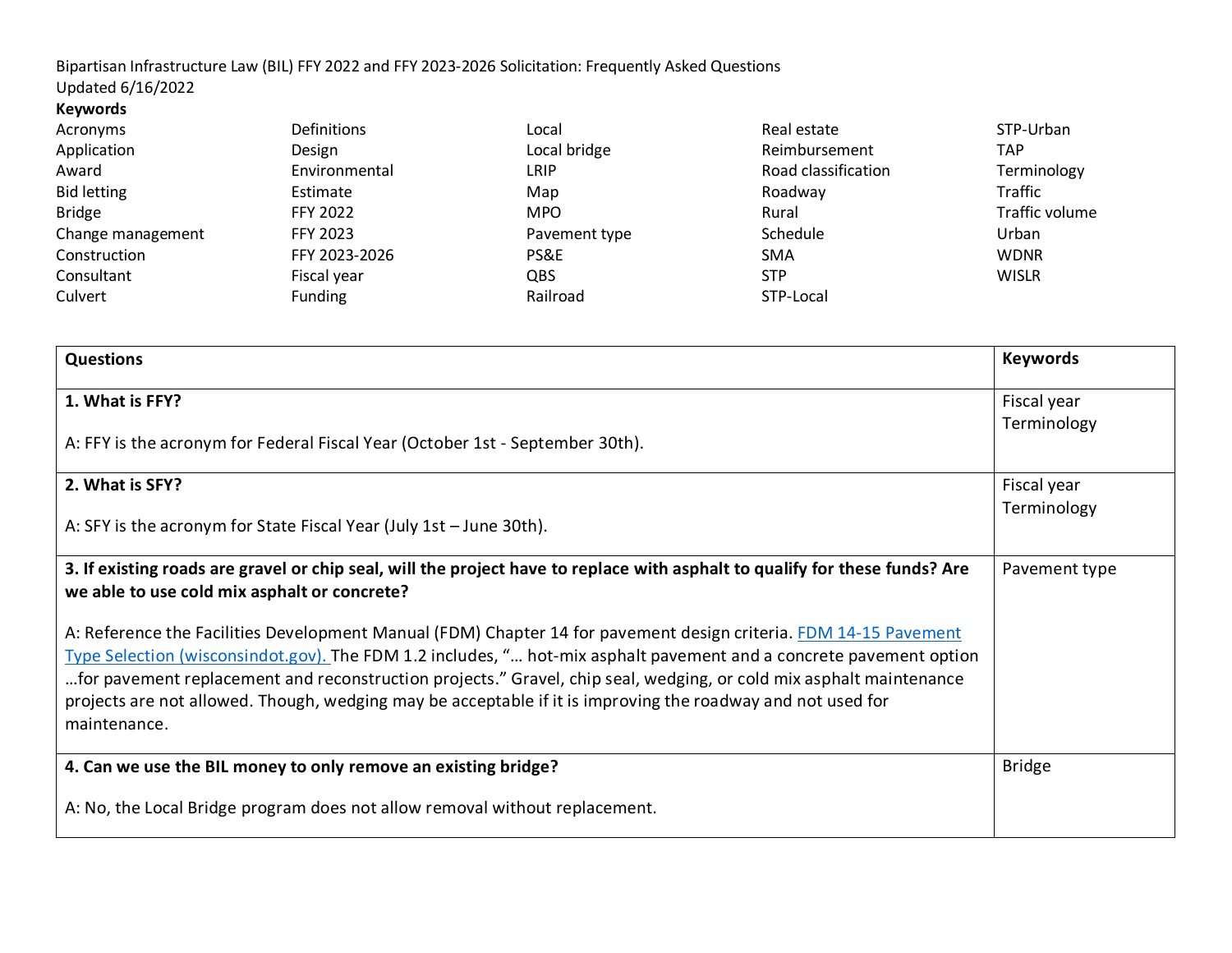Bipartisan Infrastructure Law (BIL) FFY 2022 and FFY 2023-2026 Solicitation: Frequently Asked Questions

Updated 6/16/2022

**Keywords**

| | | | | |
|---|---|---|---|---|
| Acronyms | Definitions | Local | Real estate | STP-Urban |
| Application | Design | Local bridge | Reimbursement | TAP |
| Award | Environmental | LRIP | Road classification | Terminology |
| Bid letting | Estimate | Map | Roadway | Traffic |
| Bridge | FFY 2022 | MPO | Rural | Traffic volume |
| Change management | FFY 2023 | Pavement type | Schedule | Urban |
| Construction | FFY 2023-2026 | PS&E | SMA | WDNR |
| Consultant | Fiscal year | QBS | STP | WISLR |
| Culvert | Funding | Railroad | STP-Local | |

| Questions | Keywords |
|---|---|
| **1. What is FFY?**<br><br>A: FFY is the acronym for Federal Fiscal Year (October 1st - September 30th). | Fiscal year<br>Terminology |
| **2. What is SFY?**<br><br>A: SFY is the acronym for State Fiscal Year (July 1st – June 30th). | Fiscal year<br>Terminology |
| **3. If existing roads are gravel or chip seal, will the project have to replace with asphalt to qualify for these funds? Are we able to use cold mix asphalt or concrete?**<br><br>A: Reference the Facilities Development Manual (FDM) Chapter 14 for pavement design criteria. [FDM 14-15 Pavement Type Selection (wisconsindot.gov).](FDM 14-15 Pavement Type Selection (wisconsindot.gov)) The FDM 1.2 includes, "… hot-mix asphalt pavement and a concrete pavement option …for pavement replacement and reconstruction projects." Gravel, chip seal, wedging, or cold mix asphalt maintenance projects are not allowed. Though, wedging may be acceptable if it is improving the roadway and not used for maintenance. | Pavement type |
| **4. Can we use the BIL money to only remove an existing bridge?**<br><br>A: No, the Local Bridge program does not allow removal without replacement. | Bridge |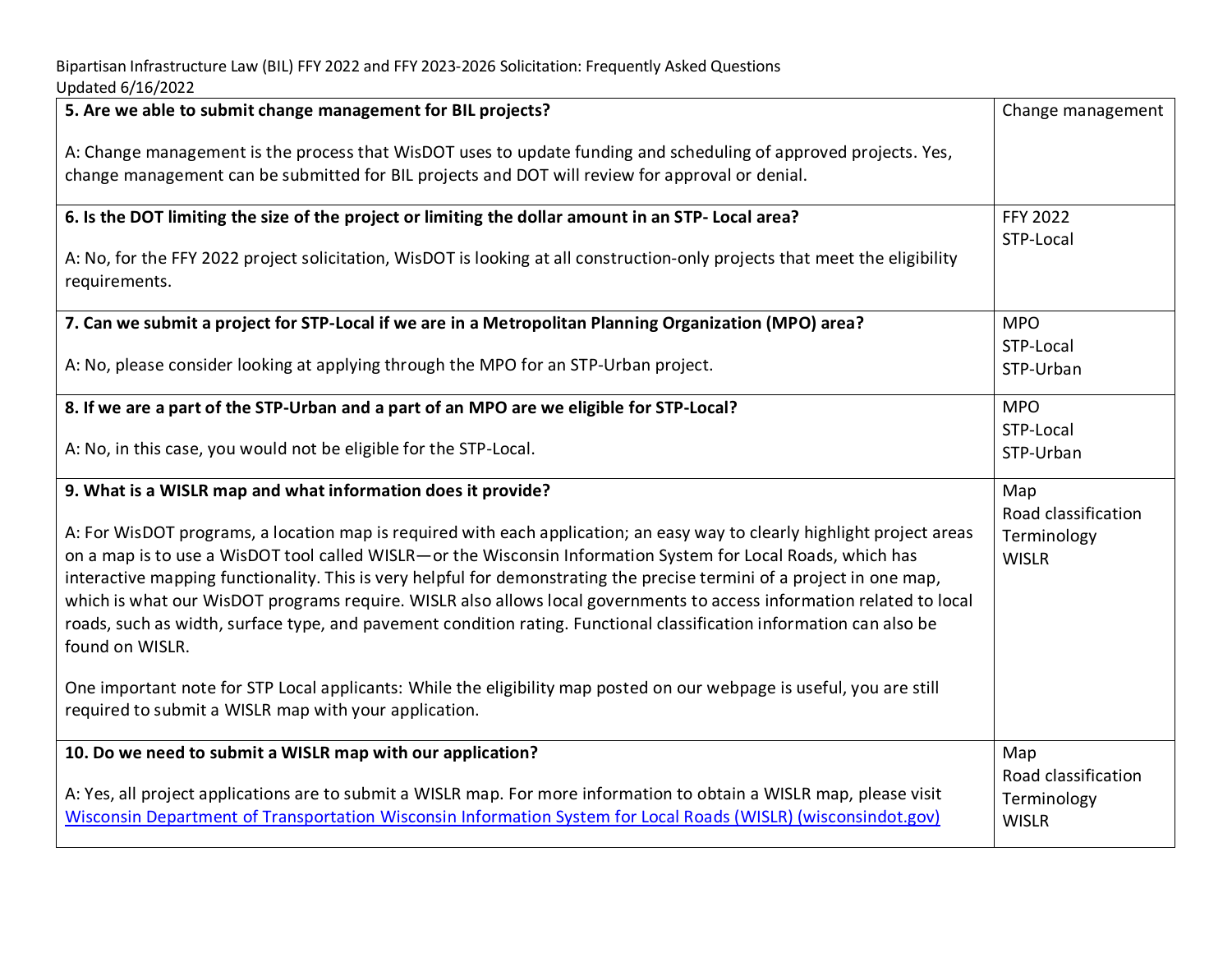| | |
|---|---|
| **5. Are we able to submit change management for BIL projects?**<br><br>A: Change management is the process that WisDOT uses to update funding and scheduling of approved projects. Yes, change management can be submitted for BIL projects and DOT will review for approval or denial. | Change management |
| **6. Is the DOT limiting the size of the project or limiting the dollar amount in an STP- Local area?**<br><br>A: No, for the FFY 2022 project solicitation, WisDOT is looking at all construction-only projects that meet the eligibility requirements. | FFY 2022<br>STP-Local |
| **7. Can we submit a project for STP-Local if we are in a Metropolitan Planning Organization (MPO) area?**<br><br>A: No, please consider looking at applying through the MPO for an STP-Urban project. | MPO<br>STP-Local<br>STP-Urban |
| **8. If we are a part of the STP-Urban and a part of an MPO are we eligible for STP-Local?**<br><br>A: No, in this case, you would not be eligible for the STP-Local. | MPO<br>STP-Local<br>STP-Urban |
| **9. What is a WISLR map and what information does it provide?**<br><br>A: For WisDOT programs, a location map is required with each application; an easy way to clearly highlight project areas on a map is to use a WisDOT tool called WISLR—or the Wisconsin Information System for Local Roads, which has interactive mapping functionality. This is very helpful for demonstrating the precise termini of a project in one map, which is what our WisDOT programs require. WISLR also allows local governments to access information related to local roads, such as width, surface type, and pavement condition rating. Functional classification information can also be found on WISLR.<br><br>One important note for STP Local applicants: While the eligibility map posted on our webpage is useful, you are still required to submit a WISLR map with your application. | Map<br>Road classification<br>Terminology<br>WISLR |
| **10. Do we need to submit a WISLR map with our application?**<br><br>A: Yes, all project applications are to submit a WISLR map. For more information to obtain a WISLR map, please visit [Wisconsin Department of Transportation Wisconsin Information System for Local Roads (WISLR) (wisconsindot.gov)](https://wisconsindot.gov) | Map<br>Road classification<br>Terminology<br>WISLR |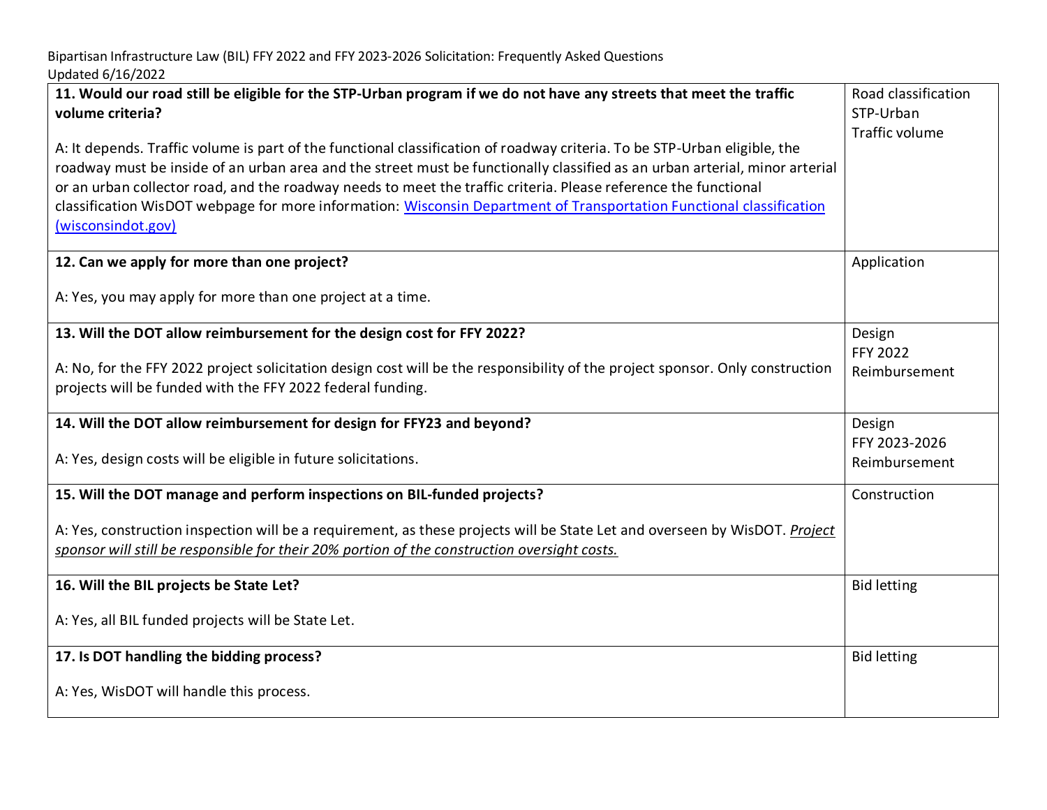| 11. Would our road still be eligible for the STP-Urban program if we do not have any streets that meet the traffic volume criteria?<br><br>A: It depends. Traffic volume is part of the functional classification of roadway criteria. To be STP-Urban eligible, the roadway must be inside of an urban area and the street must be functionally classified as an urban arterial, minor arterial or an urban collector road, and the roadway needs to meet the traffic criteria. Please reference the functional classification WisDOT webpage for more information: [Wisconsin Department of Transportation Functional classification (wisconsindot.gov)]() | Road classification<br>STP-Urban<br>Traffic volume |
|---|---|
| **12. Can we apply for more than one project?**<br><br>A: Yes, you may apply for more than one project at a time. | Application |
| **13. Will the DOT allow reimbursement for the design cost for FFY 2022?**<br><br>A: No, for the FFY 2022 project solicitation design cost will be the responsibility of the project sponsor. Only construction projects will be funded with the FFY 2022 federal funding. | Design<br>FFY 2022<br>Reimbursement |
| **14. Will the DOT allow reimbursement for design for FFY23 and beyond?**<br><br>A: Yes, design costs will be eligible in future solicitations. | Design<br>FFY 2023-2026<br>Reimbursement |
| **15. Will the DOT manage and perform inspections on BIL-funded projects?**<br><br>A: Yes, construction inspection will be a requirement, as these projects will be State Let and overseen by WisDOT. *Project sponsor will still be responsible for their 20% portion of the construction oversight costs.* | Construction |
| **16. Will the BIL projects be State Let?**<br><br>A: Yes, all BIL funded projects will be State Let. | Bid letting |
| **17. Is DOT handling the bidding process?**<br><br>A: Yes, WisDOT will handle this process. | Bid letting |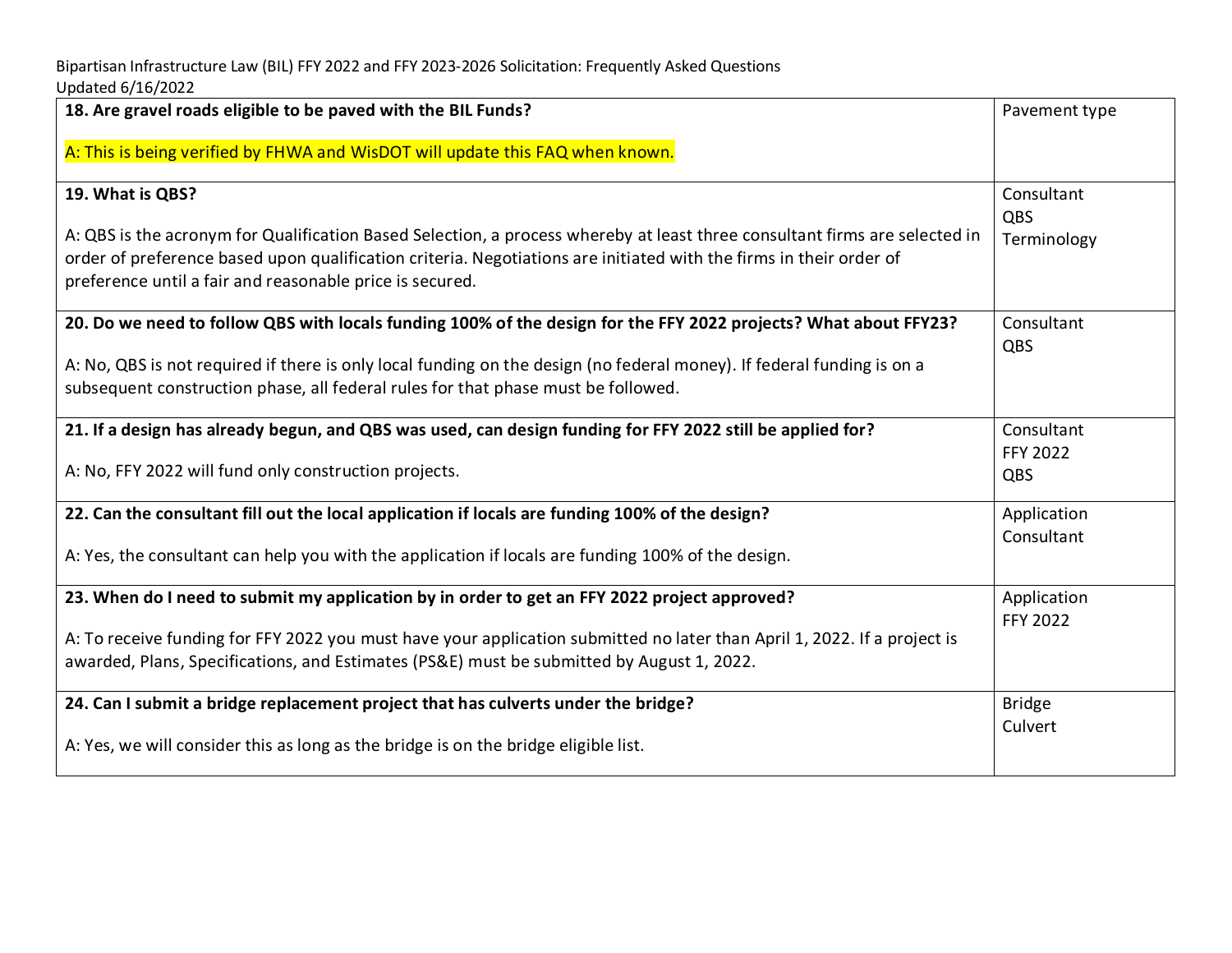| Question / Answer | Topic |
| --- | --- |
| **18. Are gravel roads eligible to be paved with the BIL Funds?**<br><br>A: This is being verified by FHWA and WisDOT will update this FAQ when known. | Pavement type |
| **19. What is QBS?**<br><br>A: QBS is the acronym for Qualification Based Selection, a process whereby at least three consultant firms are selected in order of preference based upon qualification criteria. Negotiations are initiated with the firms in their order of preference until a fair and reasonable price is secured. | Consultant<br>QBS<br>Terminology |
| **20. Do we need to follow QBS with locals funding 100% of the design for the FFY 2022 projects? What about FFY23?**<br><br>A: No, QBS is not required if there is only local funding on the design (no federal money). If federal funding is on a subsequent construction phase, all federal rules for that phase must be followed. | Consultant<br>QBS |
| **21. If a design has already begun, and QBS was used, can design funding for FFY 2022 still be applied for?**<br><br>A: No, FFY 2022 will fund only construction projects. | Consultant<br>FFY 2022<br>QBS |
| **22. Can the consultant fill out the local application if locals are funding 100% of the design?**<br><br>A: Yes, the consultant can help you with the application if locals are funding 100% of the design. | Application<br>Consultant |
| **23. When do I need to submit my application by in order to get an FFY 2022 project approved?**<br><br>A: To receive funding for FFY 2022 you must have your application submitted no later than April 1, 2022. If a project is awarded, Plans, Specifications, and Estimates (PS&E) must be submitted by August 1, 2022. | Application<br>FFY 2022 |
| **24. Can I submit a bridge replacement project that has culverts under the bridge?**<br><br>A: Yes, we will consider this as long as the bridge is on the bridge eligible list. | Bridge<br>Culvert |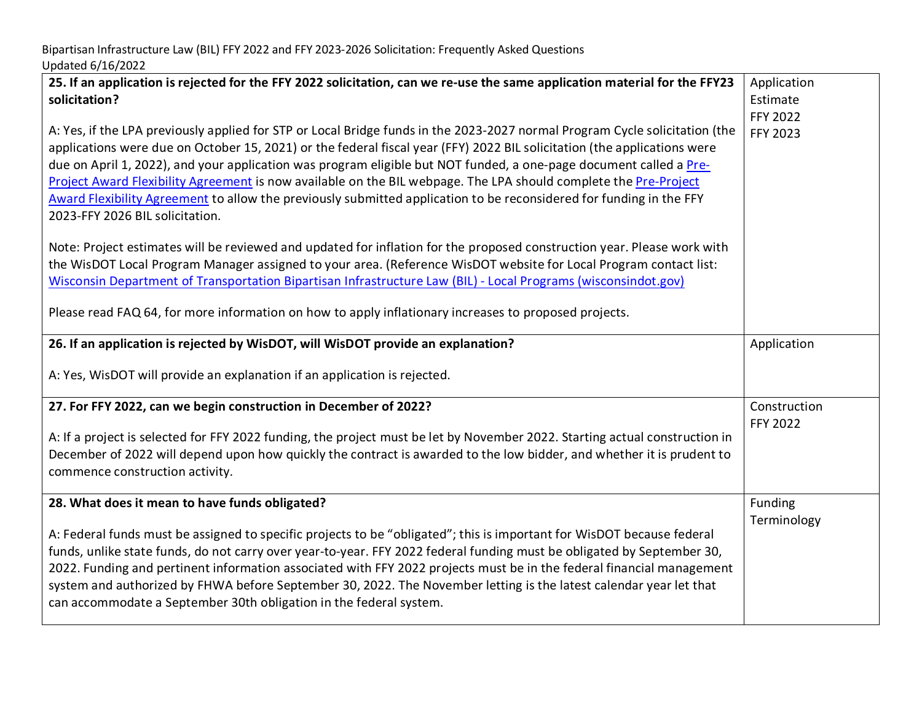| | |
|---|---|
| **25. If an application is rejected for the FFY 2022 solicitation, can we re-use the same application material for the FFY23 solicitation?**<br><br>A: Yes, if the LPA previously applied for STP or Local Bridge funds in the 2023-2027 normal Program Cycle solicitation (the applications were due on October 15, 2021) or the federal fiscal year (FFY) 2022 BIL solicitation (the applications were due on April 1, 2022), and your application was program eligible but NOT funded, a one-page document called a Pre-Project Award Flexibility Agreement is now available on the BIL webpage. The LPA should complete the Pre-Project Award Flexibility Agreement to allow the previously submitted application to be reconsidered for funding in the FFY 2023-FFY 2026 BIL solicitation.<br><br>Note: Project estimates will be reviewed and updated for inflation for the proposed construction year. Please work with the WisDOT Local Program Manager assigned to your area. (Reference WisDOT website for Local Program contact list: Wisconsin Department of Transportation Bipartisan Infrastructure Law (BIL) - Local Programs (wisconsindot.gov)<br><br>Please read FAQ 64, for more information on how to apply inflationary increases to proposed projects. | Application<br>Estimate<br>FFY 2022<br>FFY 2023 |
| **26. If an application is rejected by WisDOT, will WisDOT provide an explanation?**<br><br>A: Yes, WisDOT will provide an explanation if an application is rejected. | Application |
| **27. For FFY 2022, can we begin construction in December of 2022?**<br><br>A: If a project is selected for FFY 2022 funding, the project must be let by November 2022. Starting actual construction in December of 2022 will depend upon how quickly the contract is awarded to the low bidder, and whether it is prudent to commence construction activity. | Construction<br>FFY 2022 |
| **28. What does it mean to have funds obligated?**<br><br>A: Federal funds must be assigned to specific projects to be "obligated"; this is important for WisDOT because federal funds, unlike state funds, do not carry over year-to-year. FFY 2022 federal funding must be obligated by September 30, 2022. Funding and pertinent information associated with FFY 2022 projects must be in the federal financial management system and authorized by FHWA before September 30, 2022. The November letting is the latest calendar year let that can accommodate a September 30th obligation in the federal system. | Funding<br>Terminology |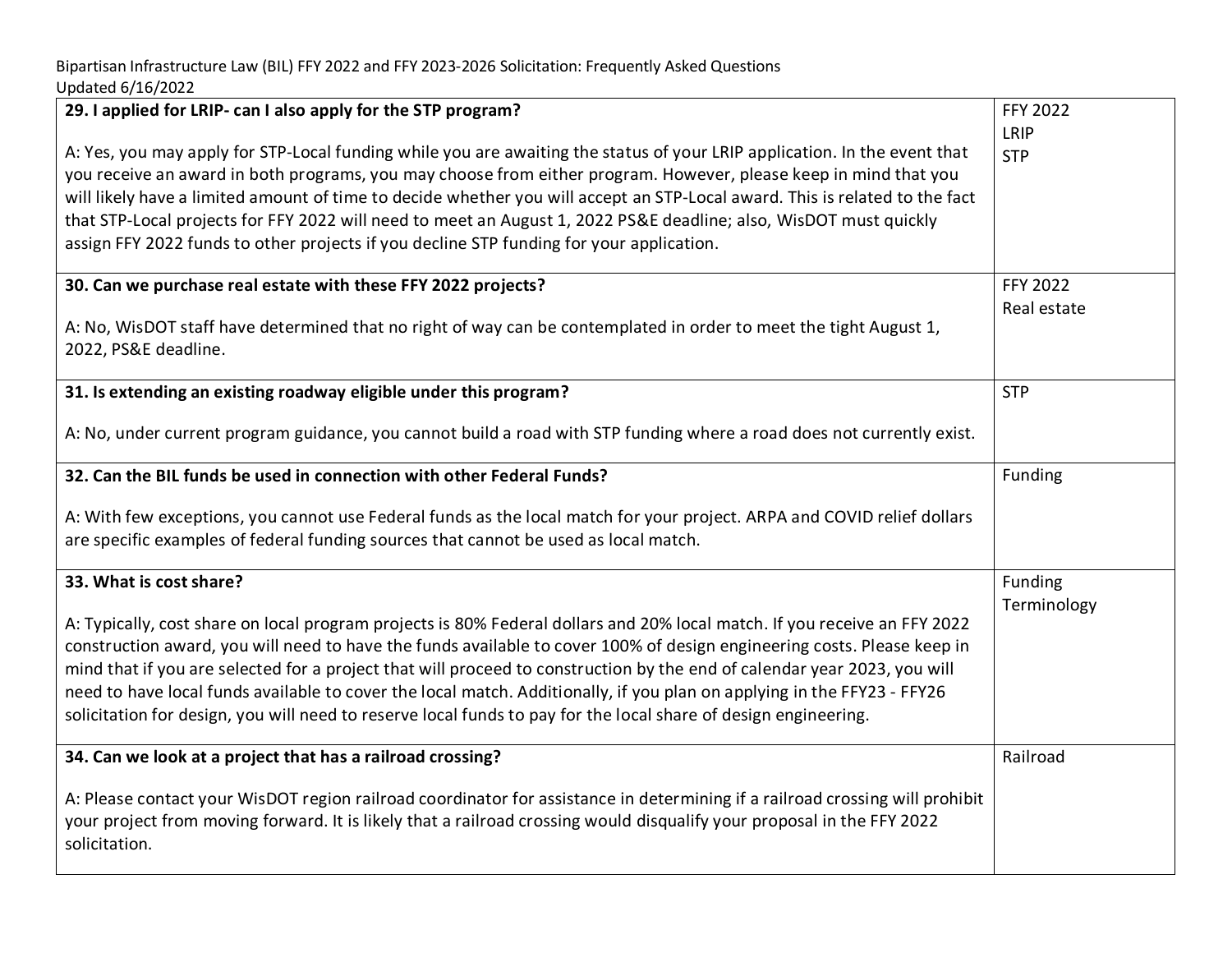| 29. I applied for LRIP- can I also apply for the STP program?<br><br>A: Yes, you may apply for STP-Local funding while you are awaiting the status of your LRIP application. In the event that you receive an award in both programs, you may choose from either program. However, please keep in mind that you will likely have a limited amount of time to decide whether you will accept an STP-Local award. This is related to the fact that STP-Local projects for FFY 2022 will need to meet an August 1, 2022 PS&E deadline; also, WisDOT must quickly assign FFY 2022 funds to other projects if you decline STP funding for your application. | FFY 2022<br>LRIP<br>STP |
|---|---|
| **30. Can we purchase real estate with these FFY 2022 projects?**<br><br>A: No, WisDOT staff have determined that no right of way can be contemplated in order to meet the tight August 1, 2022, PS&E deadline. | FFY 2022<br>Real estate |
| **31. Is extending an existing roadway eligible under this program?**<br><br>A: No, under current program guidance, you cannot build a road with STP funding where a road does not currently exist. | STP |
| **32. Can the BIL funds be used in connection with other Federal Funds?**<br><br>A: With few exceptions, you cannot use Federal funds as the local match for your project. ARPA and COVID relief dollars are specific examples of federal funding sources that cannot be used as local match. | Funding |
| **33. What is cost share?**<br><br>A: Typically, cost share on local program projects is 80% Federal dollars and 20% local match. If you receive an FFY 2022 construction award, you will need to have the funds available to cover 100% of design engineering costs. Please keep in mind that if you are selected for a project that will proceed to construction by the end of calendar year 2023, you will need to have local funds available to cover the local match. Additionally, if you plan on applying in the FFY23 - FFY26 solicitation for design, you will need to reserve local funds to pay for the local share of design engineering. | Funding<br>Terminology |
| **34. Can we look at a project that has a railroad crossing?**<br><br>A: Please contact your WisDOT region railroad coordinator for assistance in determining if a railroad crossing will prohibit your project from moving forward. It is likely that a railroad crossing would disqualify your proposal in the FFY 2022 solicitation. | Railroad |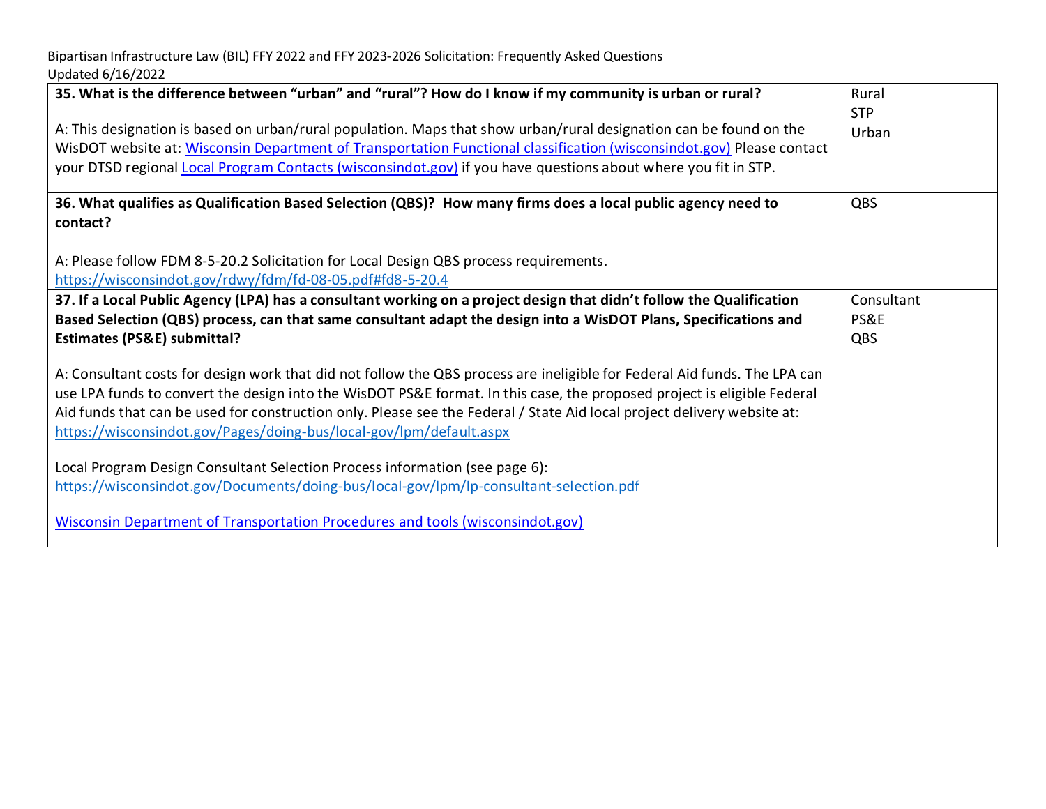| | |
|---|---|
| **35. What is the difference between "urban" and "rural"? How do I know if my community is urban or rural?**<br><br>A: This designation is based on urban/rural population. Maps that show urban/rural designation can be found on the WisDOT website at: [Wisconsin Department of Transportation Functional classification (wisconsindot.gov)](wisconsindot.gov) Please contact your DTSD regional [Local Program Contacts (wisconsindot.gov)](wisconsindot.gov) if you have questions about where you fit in STP. | Rural<br>STP<br>Urban |
| **36. What qualifies as Qualification Based Selection (QBS)? How many firms does a local public agency need to contact?**<br><br>A: Please follow FDM 8-5-20.2 Solicitation for Local Design QBS process requirements.<br>https://wisconsindot.gov/rdwy/fdm/fd-08-05.pdf#fd8-5-20.4 | QBS |
| **37. If a Local Public Agency (LPA) has a consultant working on a project design that didn't follow the Qualification Based Selection (QBS) process, can that same consultant adapt the design into a WisDOT Plans, Specifications and Estimates (PS&E) submittal?**<br><br>A: Consultant costs for design work that did not follow the QBS process are ineligible for Federal Aid funds. The LPA can use LPA funds to convert the design into the WisDOT PS&E format. In this case, the proposed project is eligible Federal Aid funds that can be used for construction only. Please see the Federal / State Aid local project delivery website at: https://wisconsindot.gov/Pages/doing-bus/local-gov/lpm/default.aspx<br><br>Local Program Design Consultant Selection Process information (see page 6):<br>https://wisconsindot.gov/Documents/doing-bus/local-gov/lpm/lp-consultant-selection.pdf<br><br>[Wisconsin Department of Transportation Procedures and tools (wisconsindot.gov)](wisconsindot.gov) | Consultant<br>PS&E<br>QBS |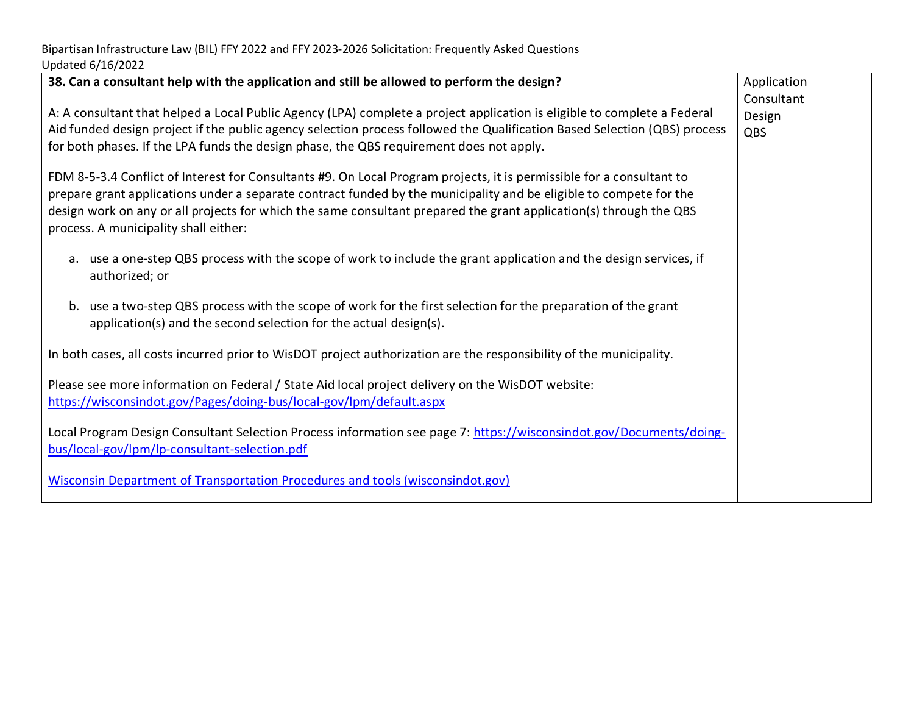| **38. Can a consultant help with the application and still be allowed to perform the design?**<br><br>A: A consultant that helped a Local Public Agency (LPA) complete a project application is eligible to complete a Federal Aid funded design project if the public agency selection process followed the Qualification Based Selection (QBS) process for both phases. If the LPA funds the design phase, the QBS requirement does not apply.<br><br>FDM 8-5-3.4 Conflict of Interest for Consultants #9. On Local Program projects, it is permissible for a consultant to prepare grant applications under a separate contract funded by the municipality and be eligible to compete for the design work on any or all projects for which the same consultant prepared the grant application(s) through the QBS process. A municipality shall either:<br><br>a. use a one-step QBS process with the scope of work to include the grant application and the design services, if authorized; or<br><br>b. use a two-step QBS process with the scope of work for the first selection for the preparation of the grant application(s) and the second selection for the actual design(s).<br><br>In both cases, all costs incurred prior to WisDOT project authorization are the responsibility of the municipality.<br><br>Please see more information on Federal / State Aid local project delivery on the WisDOT website: [https://wisconsindot.gov/Pages/doing-bus/local-gov/lpm/default.aspx](https://wisconsindot.gov/Pages/doing-bus/local-gov/lpm/default.aspx)<br><br>Local Program Design Consultant Selection Process information see page 7: [https://wisconsindot.gov/Documents/doing-bus/local-gov/lpm/lp-consultant-selection.pdf](https://wisconsindot.gov/Documents/doing-bus/local-gov/lpm/lp-consultant-selection.pdf)<br><br>[Wisconsin Department of Transportation Procedures and tools (wisconsindot.gov)](https://wisconsindot.gov) | Application<br>Consultant<br>Design<br>QBS |
|---|---|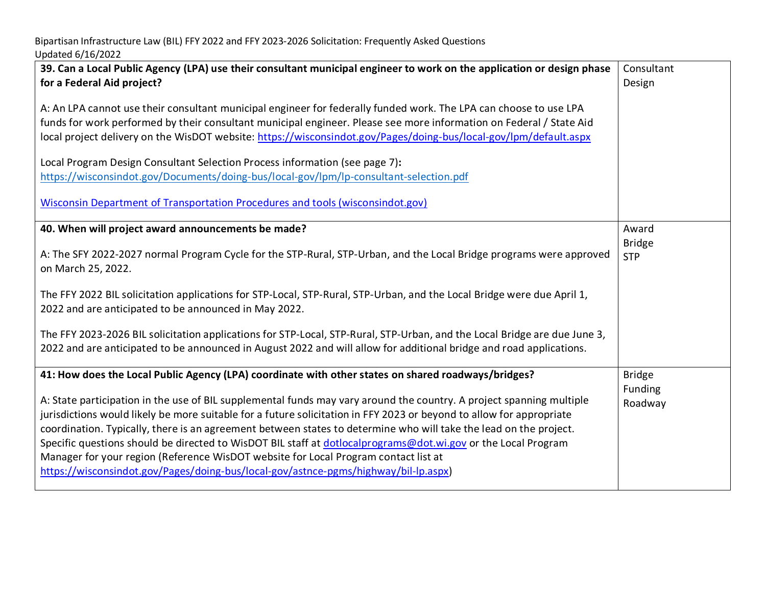| 39. Can a Local Public Agency (LPA) use their consultant municipal engineer to work on the application or design phase for a Federal Aid project? | Consultant Design |
|---|---|
| A: An LPA cannot use their consultant municipal engineer for federally funded work. The LPA can choose to use LPA funds for work performed by their consultant municipal engineer. Please see more information on Federal / State Aid local project delivery on the WisDOT website: https://wisconsindot.gov/Pages/doing-bus/local-gov/lpm/default.aspx<br><br>Local Program Design Consultant Selection Process information (see page 7): https://wisconsindot.gov/Documents/doing-bus/local-gov/lpm/lp-consultant-selection.pdf<br><br>Wisconsin Department of Transportation Procedures and tools (wisconsindot.gov) | |
| **40. When will project award announcements be made?**<br><br>A: The SFY 2022-2027 normal Program Cycle for the STP-Rural, STP-Urban, and the Local Bridge programs were approved on March 25, 2022.<br><br>The FFY 2022 BIL solicitation applications for STP-Local, STP-Rural, STP-Urban, and the Local Bridge were due April 1, 2022 and are anticipated to be announced in May 2022.<br><br>The FFY 2023-2026 BIL solicitation applications for STP-Local, STP-Rural, STP-Urban, and the Local Bridge are due June 3, 2022 and are anticipated to be announced in August 2022 and will allow for additional bridge and road applications. | Award Bridge STP |
| **41: How does the Local Public Agency (LPA) coordinate with other states on shared roadways/bridges?**<br><br>A: State participation in the use of BIL supplemental funds may vary around the country. A project spanning multiple jurisdictions would likely be more suitable for a future solicitation in FFY 2023 or beyond to allow for appropriate coordination. Typically, there is an agreement between states to determine who will take the lead on the project. Specific questions should be directed to WisDOT BIL staff at dotlocalprograms@dot.wi.gov or the Local Program Manager for your region (Reference WisDOT website for Local Program contact list at https://wisconsindot.gov/Pages/doing-bus/local-gov/astnce-pgms/highway/bil-lp.aspx) | Bridge Funding Roadway |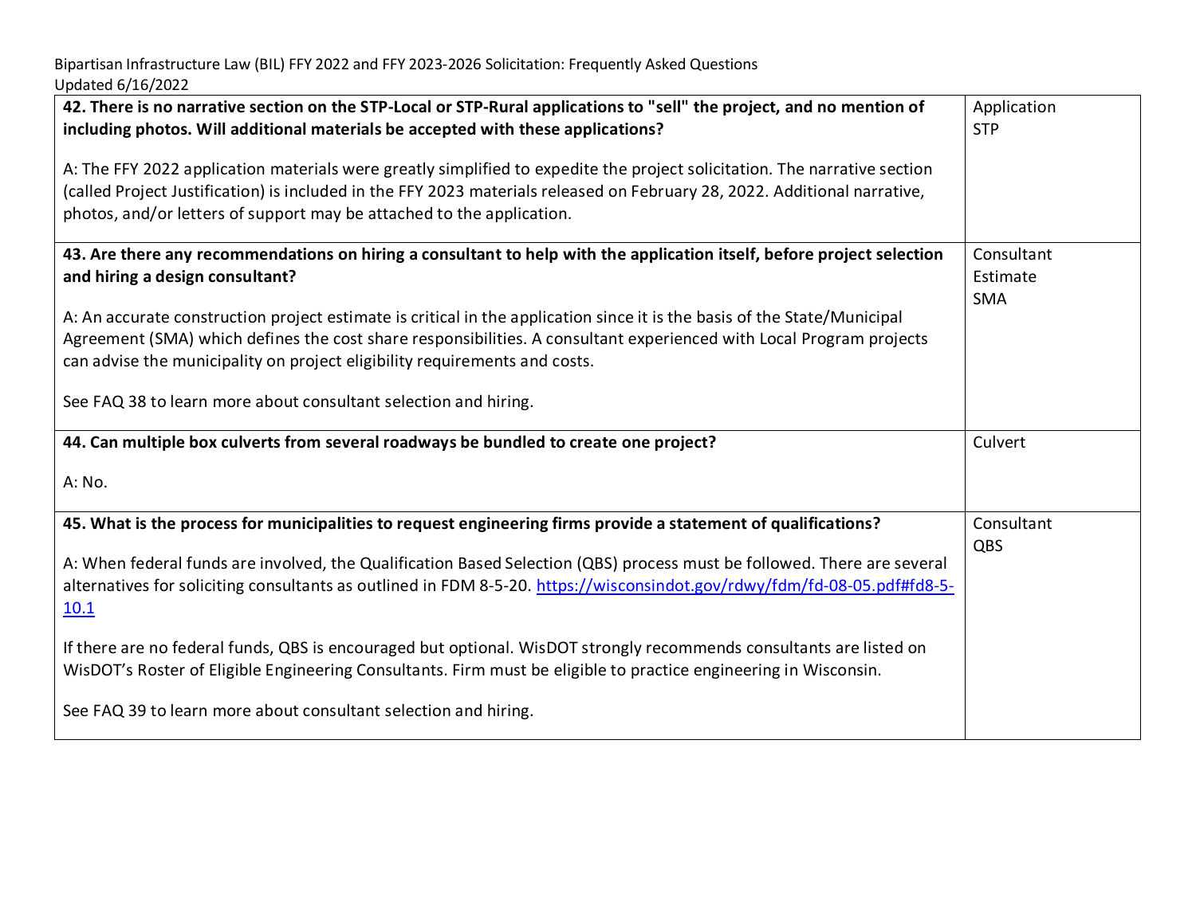| Question / Answer | Topic |
| --- | --- |
| **42. There is no narrative section on the STP-Local or STP-Rural applications to "sell" the project, and no mention of including photos. Will additional materials be accepted with these applications?**<br><br>A: The FFY 2022 application materials were greatly simplified to expedite the project solicitation. The narrative section (called Project Justification) is included in the FFY 2023 materials released on February 28, 2022. Additional narrative, photos, and/or letters of support may be attached to the application. | Application<br>STP |
| **43. Are there any recommendations on hiring a consultant to help with the application itself, before project selection and hiring a design consultant?**<br><br>A: An accurate construction project estimate is critical in the application since it is the basis of the State/Municipal Agreement (SMA) which defines the cost share responsibilities. A consultant experienced with Local Program projects can advise the municipality on project eligibility requirements and costs.<br><br>See FAQ 38 to learn more about consultant selection and hiring. | Consultant<br>Estimate<br>SMA |
| **44. Can multiple box culverts from several roadways be bundled to create one project?**<br><br>A: No. | Culvert |
| **45. What is the process for municipalities to request engineering firms provide a statement of qualifications?**<br><br>A: When federal funds are involved, the Qualification Based Selection (QBS) process must be followed. There are several alternatives for soliciting consultants as outlined in FDM 8-5-20. [https://wisconsindot.gov/rdwy/fdm/fd-08-05.pdf#fd8-5-10.1](https://wisconsindot.gov/rdwy/fdm/fd-08-05.pdf#fd8-5-10.1)<br><br>If there are no federal funds, QBS is encouraged but optional. WisDOT strongly recommends consultants are listed on WisDOT's Roster of Eligible Engineering Consultants. Firm must be eligible to practice engineering in Wisconsin.<br><br>See FAQ 39 to learn more about consultant selection and hiring. | Consultant<br>QBS |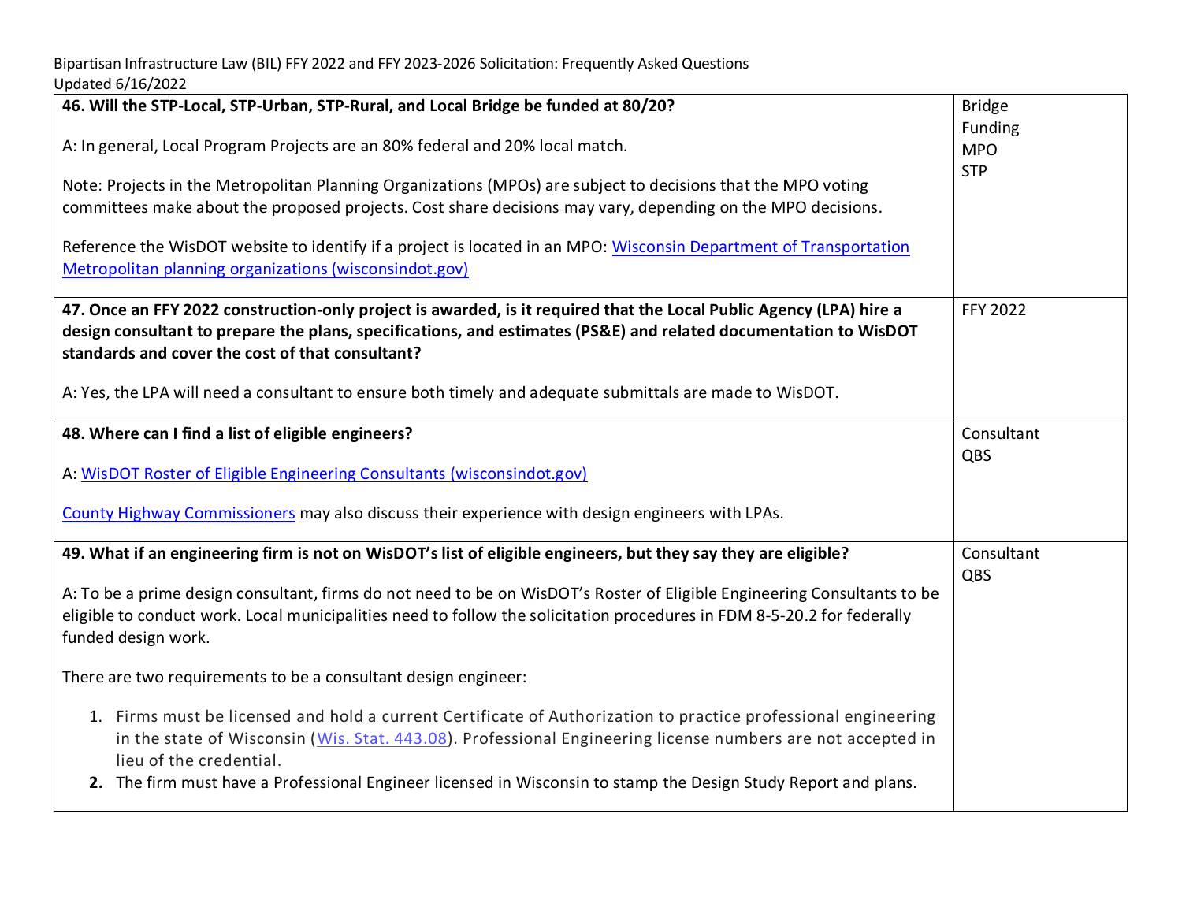| 46. Will the STP-Local, STP-Urban, STP-Rural, and Local Bridge be funded at 80/20?<br><br>A: In general, Local Program Projects are an 80% federal and 20% local match.<br><br>Note: Projects in the Metropolitan Planning Organizations (MPOs) are subject to decisions that the MPO voting committees make about the proposed projects. Cost share decisions may vary, depending on the MPO decisions.<br><br>Reference the WisDOT website to identify if a project is located in an MPO: [Wisconsin Department of Transportation Metropolitan planning organizations (wisconsindot.gov)]() | Bridge<br>Funding<br>MPO<br>STP |
|---|---|
| **47. Once an FFY 2022 construction-only project is awarded, is it required that the Local Public Agency (LPA) hire a design consultant to prepare the plans, specifications, and estimates (PS&E) and related documentation to WisDOT standards and cover the cost of that consultant?**<br><br>A: Yes, the LPA will need a consultant to ensure both timely and adequate submittals are made to WisDOT. | FFY 2022 |
| **48. Where can I find a list of eligible engineers?**<br><br>A: [WisDOT Roster of Eligible Engineering Consultants (wisconsindot.gov)]()<br><br>[County Highway Commissioners]() may also discuss their experience with design engineers with LPAs. | Consultant<br>QBS |
| **49. What if an engineering firm is not on WisDOT's list of eligible engineers, but they say they are eligible?**<br><br>A: To be a prime design consultant, firms do not need to be on WisDOT's Roster of Eligible Engineering Consultants to be eligible to conduct work. Local municipalities need to follow the solicitation procedures in FDM 8-5-20.2 for federally funded design work.<br><br>There are two requirements to be a consultant design engineer:<br><br>1. Firms must be licensed and hold a current Certificate of Authorization to practice professional engineering in the state of Wisconsin ([Wis. Stat. 443.08]()). Professional Engineering license numbers are not accepted in lieu of the credential.<br>2. The firm must have a Professional Engineer licensed in Wisconsin to stamp the Design Study Report and plans. | Consultant<br>QBS |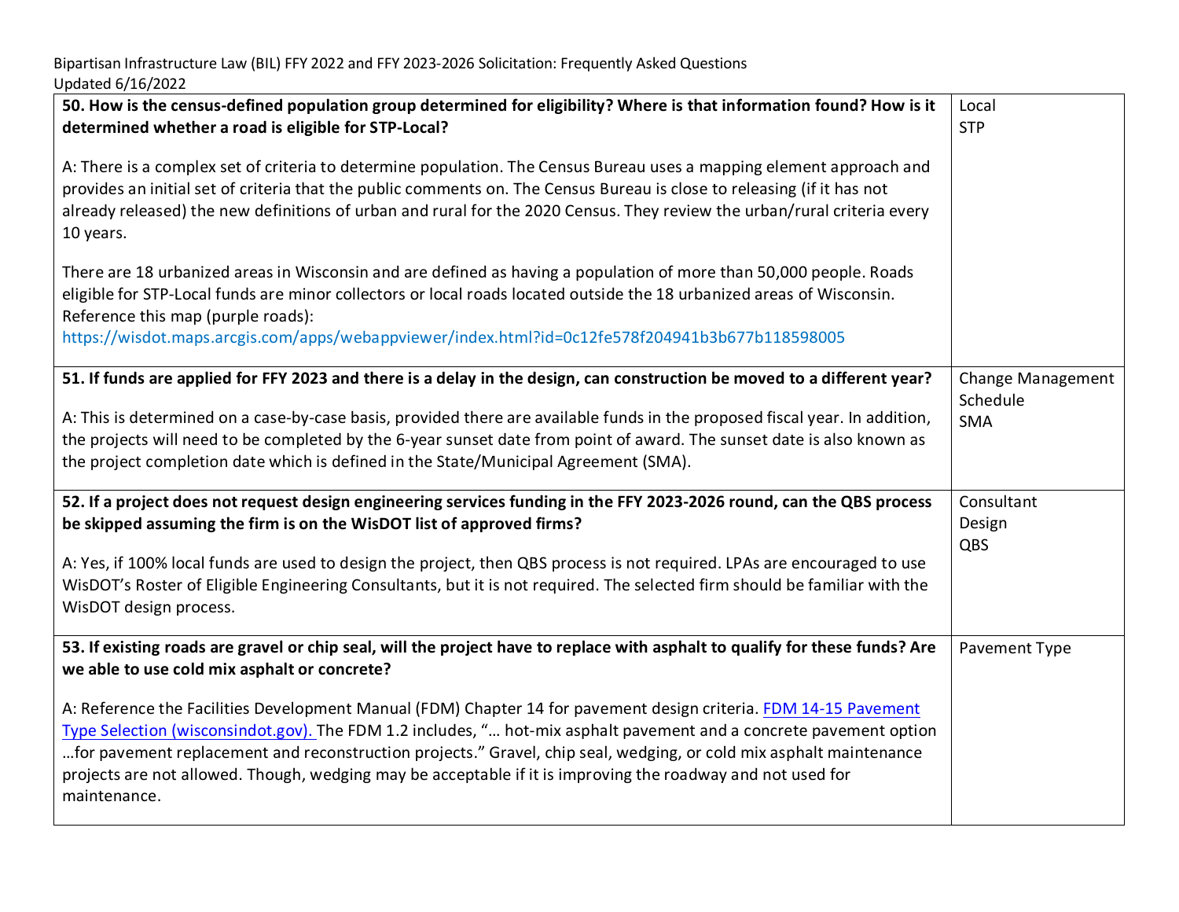| | |
|---|---|
| **50. How is the census-defined population group determined for eligibility? Where is that information found? How is it determined whether a road is eligible for STP-Local?**<br><br>A: There is a complex set of criteria to determine population. The Census Bureau uses a mapping element approach and provides an initial set of criteria that the public comments on. The Census Bureau is close to releasing (if it has not already released) the new definitions of urban and rural for the 2020 Census. They review the urban/rural criteria every 10 years.<br><br>There are 18 urbanized areas in Wisconsin and are defined as having a population of more than 50,000 people. Roads eligible for STP-Local funds are minor collectors or local roads located outside the 18 urbanized areas of Wisconsin. Reference this map (purple roads):<br>https://wisdot.maps.arcgis.com/apps/webappviewer/index.html?id=0c12fe578f204941b3b677b118598005 | Local<br>STP |
| **51. If funds are applied for FFY 2023 and there is a delay in the design, can construction be moved to a different year?**<br><br>A: This is determined on a case-by-case basis, provided there are available funds in the proposed fiscal year. In addition, the projects will need to be completed by the 6-year sunset date from point of award. The sunset date is also known as the project completion date which is defined in the State/Municipal Agreement (SMA). | Change Management<br>Schedule<br>SMA |
| **52. If a project does not request design engineering services funding in the FFY 2023-2026 round, can the QBS process be skipped assuming the firm is on the WisDOT list of approved firms?**<br><br>A: Yes, if 100% local funds are used to design the project, then QBS process is not required. LPAs are encouraged to use WisDOT's Roster of Eligible Engineering Consultants, but it is not required. The selected firm should be familiar with the WisDOT design process. | Consultant<br>Design<br>QBS |
| **53. If existing roads are gravel or chip seal, will the project have to replace with asphalt to qualify for these funds? Are we able to use cold mix asphalt or concrete?**<br><br>A: Reference the Facilities Development Manual (FDM) Chapter 14 for pavement design criteria. FDM 14-15 Pavement Type Selection (wisconsindot.gov). The FDM 1.2 includes, "… hot-mix asphalt pavement and a concrete pavement option …for pavement replacement and reconstruction projects." Gravel, chip seal, wedging, or cold mix asphalt maintenance projects are not allowed. Though, wedging may be acceptable if it is improving the roadway and not used for maintenance. | Pavement Type |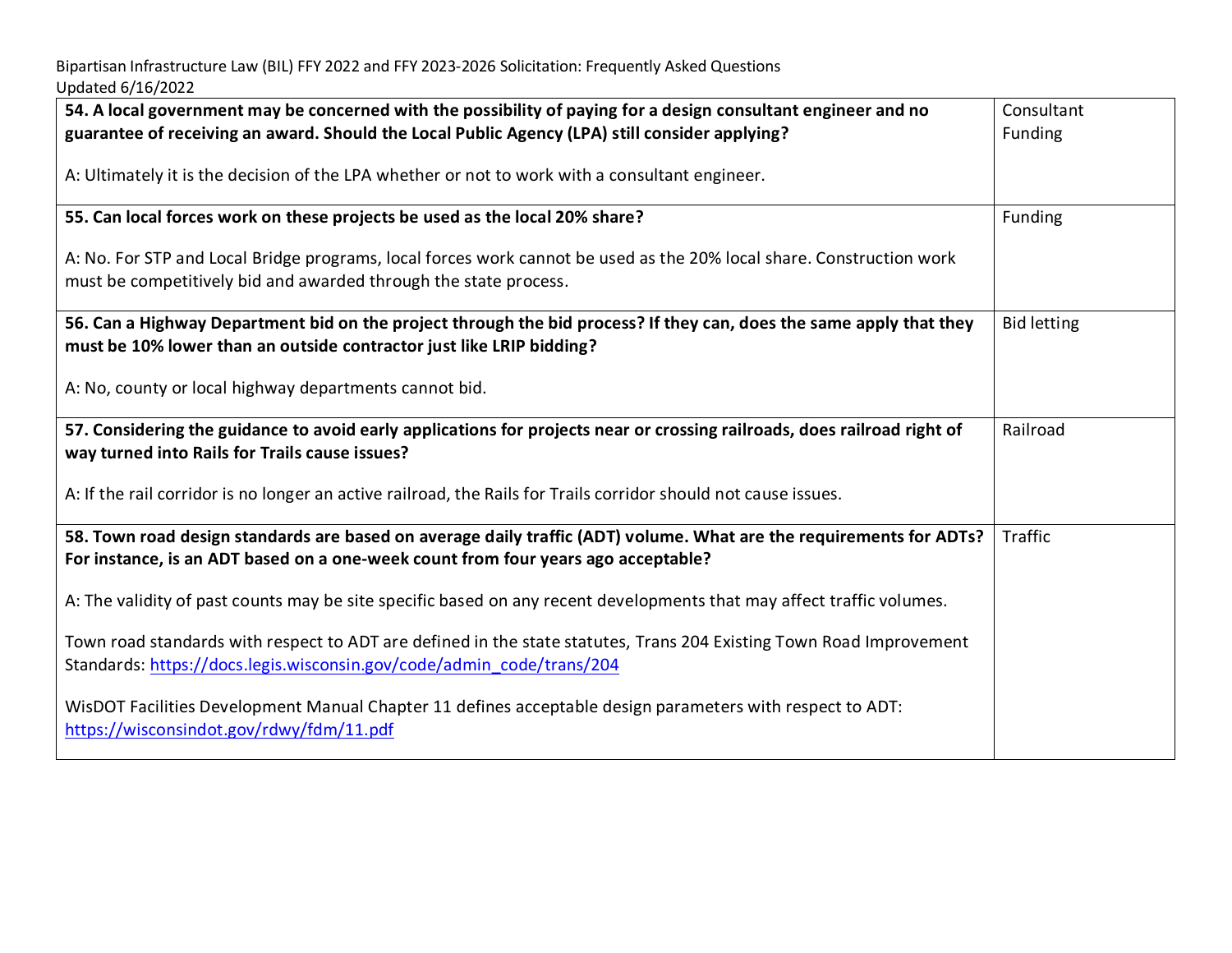| | |
|---|---|
| **54. A local government may be concerned with the possibility of paying for a design consultant engineer and no guarantee of receiving an award. Should the Local Public Agency (LPA) still consider applying?**<br><br>A: Ultimately it is the decision of the LPA whether or not to work with a consultant engineer. | Consultant Funding |
| **55. Can local forces work on these projects be used as the local 20% share?**<br><br>A: No. For STP and Local Bridge programs, local forces work cannot be used as the 20% local share. Construction work must be competitively bid and awarded through the state process. | Funding |
| **56. Can a Highway Department bid on the project through the bid process? If they can, does the same apply that they must be 10% lower than an outside contractor just like LRIP bidding?**<br><br>A: No, county or local highway departments cannot bid. | Bid letting |
| **57. Considering the guidance to avoid early applications for projects near or crossing railroads, does railroad right of way turned into Rails for Trails cause issues?**<br><br>A: If the rail corridor is no longer an active railroad, the Rails for Trails corridor should not cause issues. | Railroad |
| **58. Town road design standards are based on average daily traffic (ADT) volume. What are the requirements for ADTs? For instance, is an ADT based on a one-week count from four years ago acceptable?**<br><br>A: The validity of past counts may be site specific based on any recent developments that may affect traffic volumes.<br><br>Town road standards with respect to ADT are defined in the state statutes, Trans 204 Existing Town Road Improvement Standards: https://docs.legis.wisconsin.gov/code/admin_code/trans/204<br><br>WisDOT Facilities Development Manual Chapter 11 defines acceptable design parameters with respect to ADT: https://wisconsindot.gov/rdwy/fdm/11.pdf | Traffic |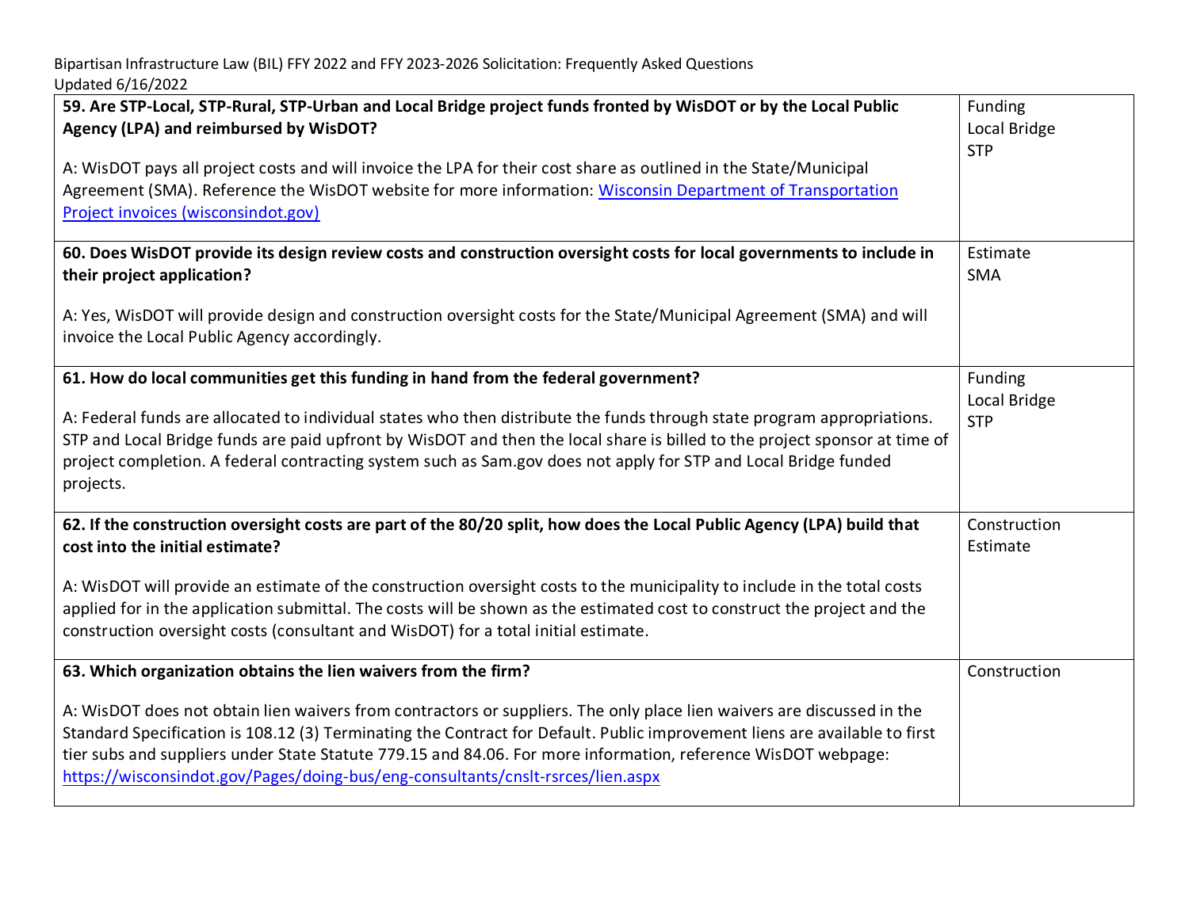| 59. Are STP-Local, STP-Rural, STP-Urban and Local Bridge project funds fronted by WisDOT or by the Local Public Agency (LPA) and reimbursed by WisDOT?<br><br>A: WisDOT pays all project costs and will invoice the LPA for their cost share as outlined in the State/Municipal Agreement (SMA). Reference the WisDOT website for more information: [Wisconsin Department of Transportation Project invoices (wisconsindot.gov)]() | Funding<br>Local Bridge<br>STP |
|---|---|
| **60. Does WisDOT provide its design review costs and construction oversight costs for local governments to include in their project application?**<br><br>A: Yes, WisDOT will provide design and construction oversight costs for the State/Municipal Agreement (SMA) and will invoice the Local Public Agency accordingly. | Estimate<br>SMA |
| **61. How do local communities get this funding in hand from the federal government?**<br><br>A: Federal funds are allocated to individual states who then distribute the funds through state program appropriations. STP and Local Bridge funds are paid upfront by WisDOT and then the local share is billed to the project sponsor at time of project completion. A federal contracting system such as Sam.gov does not apply for STP and Local Bridge funded projects. | Funding<br>Local Bridge<br>STP |
| **62. If the construction oversight costs are part of the 80/20 split, how does the Local Public Agency (LPA) build that cost into the initial estimate?**<br><br>A: WisDOT will provide an estimate of the construction oversight costs to the municipality to include in the total costs applied for in the application submittal. The costs will be shown as the estimated cost to construct the project and the construction oversight costs (consultant and WisDOT) for a total initial estimate. | Construction<br>Estimate |
| **63. Which organization obtains the lien waivers from the firm?**<br><br>A: WisDOT does not obtain lien waivers from contractors or suppliers. The only place lien waivers are discussed in the Standard Specification is 108.12 (3) Terminating the Contract for Default. Public improvement liens are available to first tier subs and suppliers under State Statute 779.15 and 84.06. For more information, reference WisDOT webpage: https://wisconsindot.gov/Pages/doing-bus/eng-consultants/cnslt-rsrces/lien.aspx | Construction |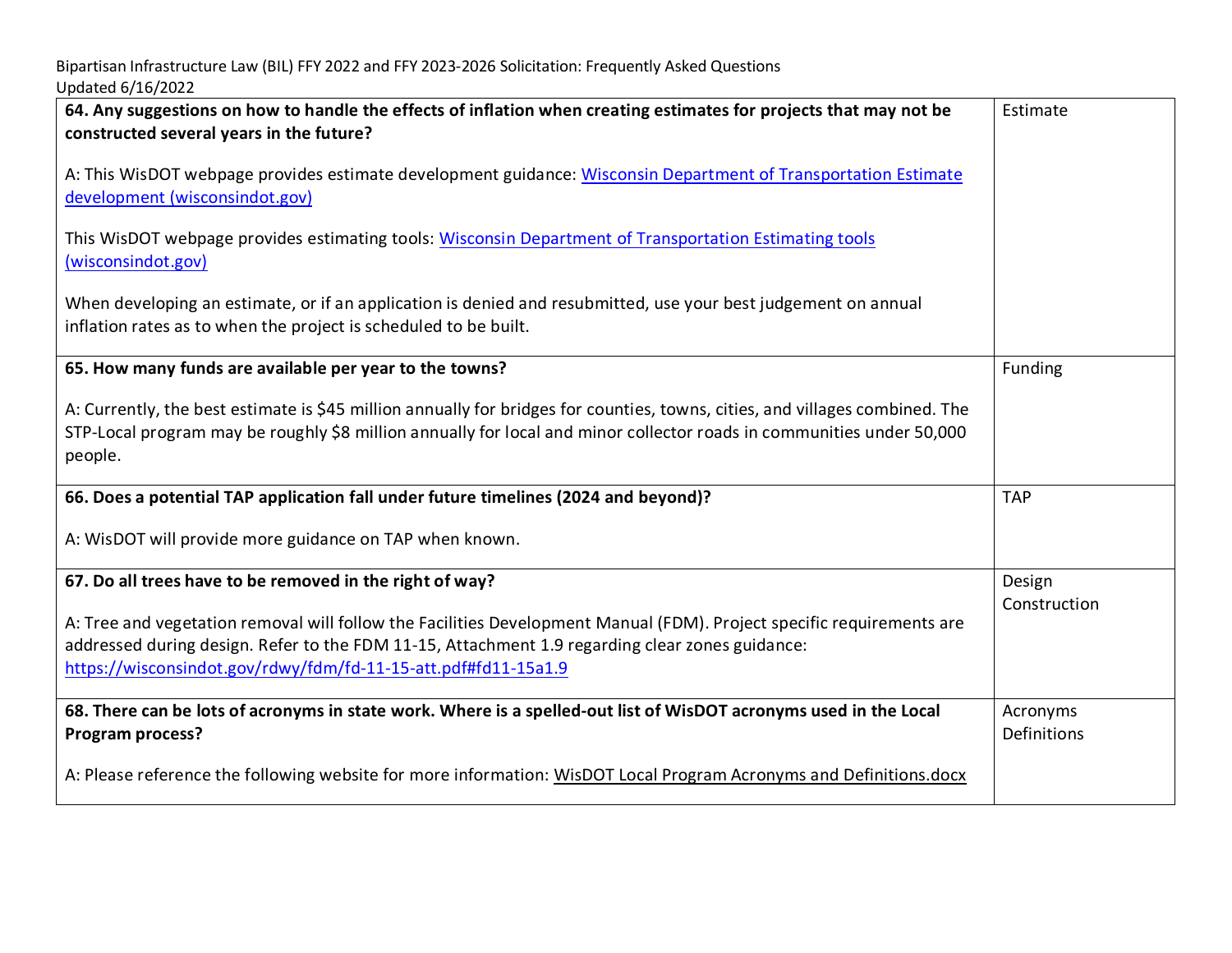| 64. Any suggestions on how to handle the effects of inflation when creating estimates for projects that may not be constructed several years in the future? | Estimate |
|---|---|
| A: This WisDOT webpage provides estimate development guidance: [Wisconsin Department of Transportation Estimate development (wisconsindot.gov)]()<br><br>This WisDOT webpage provides estimating tools: [Wisconsin Department of Transportation Estimating tools (wisconsindot.gov)]()<br><br>When developing an estimate, or if an application is denied and resubmitted, use your best judgement on annual inflation rates as to when the project is scheduled to be built. | |
| **65. How many funds are available per year to the towns?**<br><br>A: Currently, the best estimate is $45 million annually for bridges for counties, towns, cities, and villages combined. The STP-Local program may be roughly $8 million annually for local and minor collector roads in communities under 50,000 people. | Funding |
| **66. Does a potential TAP application fall under future timelines (2024 and beyond)?**<br><br>A: WisDOT will provide more guidance on TAP when known. | TAP |
| **67. Do all trees have to be removed in the right of way?**<br><br>A: Tree and vegetation removal will follow the Facilities Development Manual (FDM). Project specific requirements are addressed during design. Refer to the FDM 11-15, Attachment 1.9 regarding clear zones guidance: https://wisconsindot.gov/rdwy/fdm/fd-11-15-att.pdf#fd11-15a1.9 | Design Construction |
| **68. There can be lots of acronyms in state work. Where is a spelled-out list of WisDOT acronyms used in the Local Program process?**<br><br>A: Please reference the following website for more information: WisDOT Local Program Acronyms and Definitions.docx | Acronyms Definitions |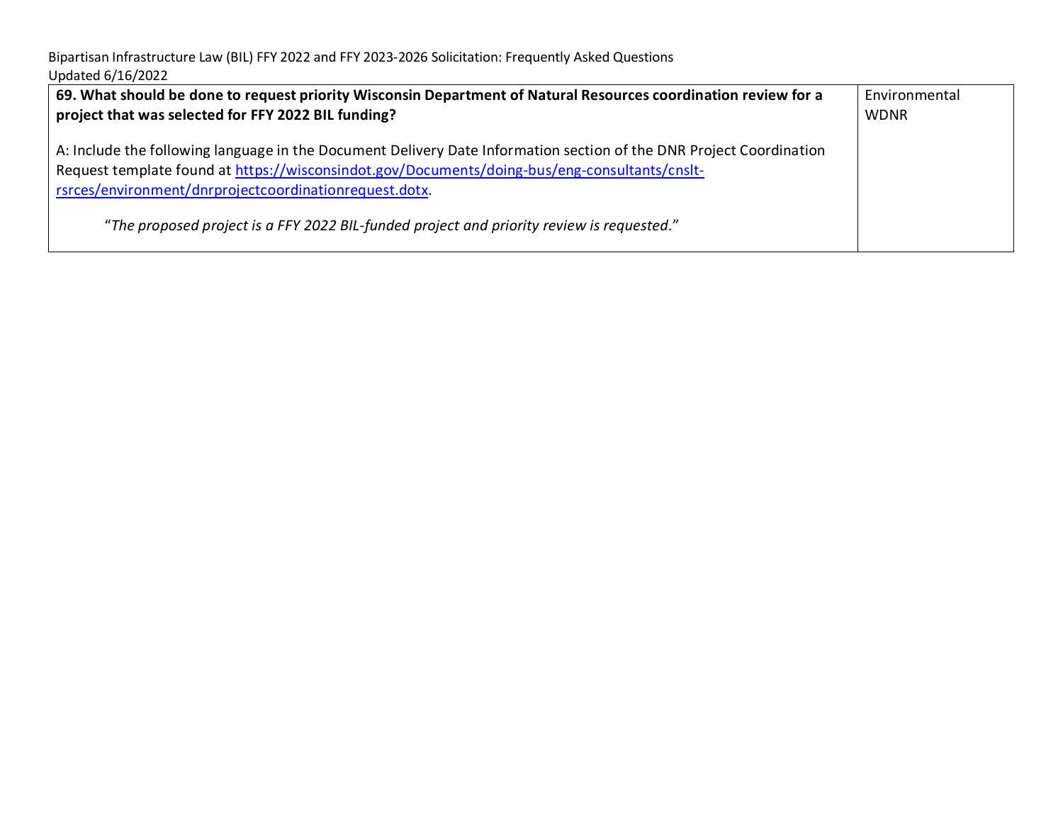| **69. What should be done to request priority Wisconsin Department of Natural Resources coordination review for a project that was selected for FFY 2022 BIL funding?**<br><br>A: Include the following language in the Document Delivery Date Information section of the DNR Project Coordination Request template found at https://wisconsindot.gov/Documents/doing-bus/eng-consultants/cnslt-rsrces/environment/dnrprojectcoordinationrequest.dotx.<br><br>“*The proposed project is a FFY 2022 BIL-funded project and priority review is requested.*” | Environmental<br>WDNR |
|---|---|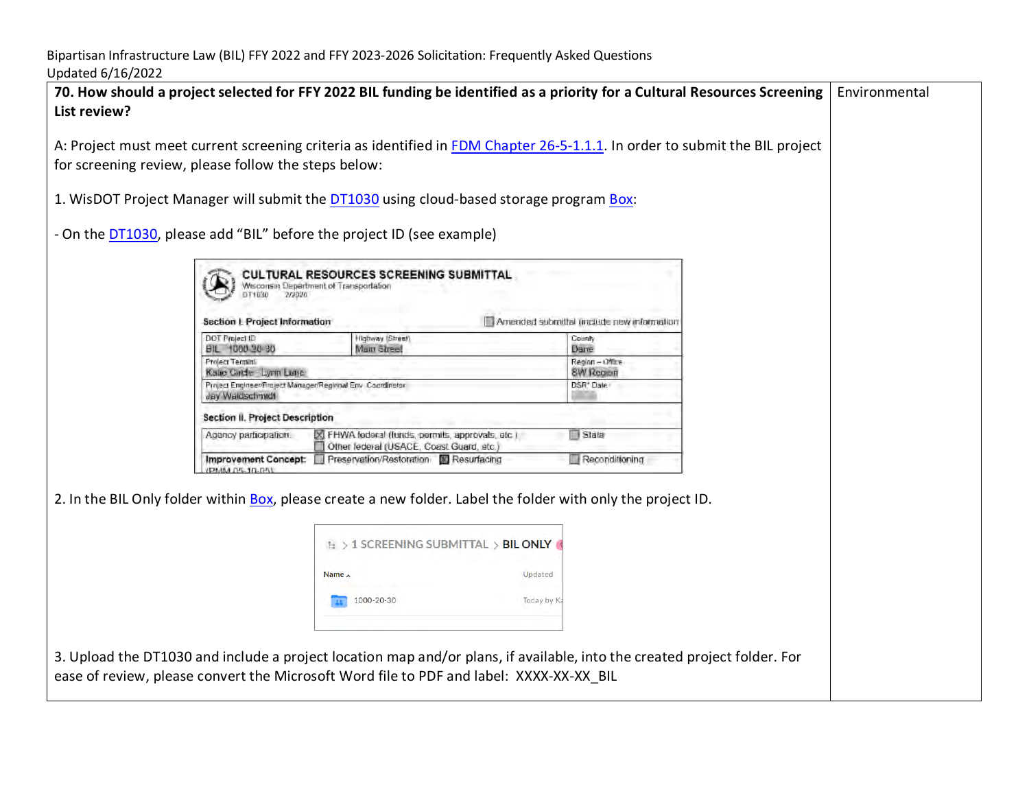| 70. How should a project selected for FFY 2022 BIL funding be identified as a priority for a Cultural Resources Screening List review? | Environmental |
|---|---|
| A: Project must meet current screening criteria as identified in FDM Chapter 26-5-1.1.1. In order to submit the BIL project for screening review, please follow the steps below:<br><br>1. WisDOT Project Manager will submit the DT1030 using cloud-based storage program Box:<br><br>- On the DT1030, please add "BIL" before the project ID (see example)<br><br>2. In the BIL Only folder within Box, please create a new folder. Label the folder with only the project ID.<br><br>3. Upload the DT1030 and include a project location map and/or plans, if available, into the created project folder. For ease of review, please convert the Microsoft Word file to PDF and label: XXXX-XX-XX_BIL | |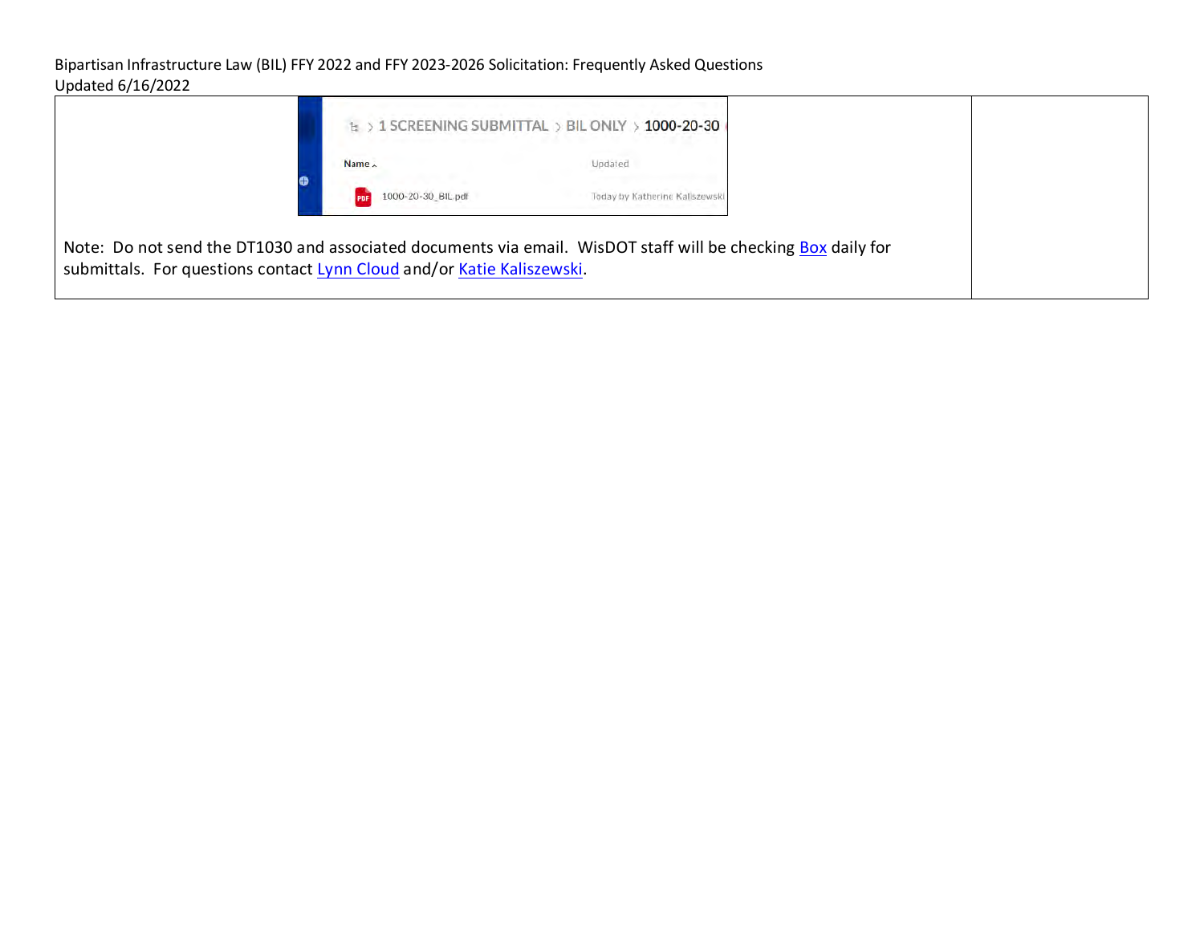| | |
|---|---|
| Note: Do not send the DT1030 and associated documents via email. WisDOT staff will be checking Box daily for submittals. For questions contact Lynn Cloud and/or Katie Kaliszewski. | |